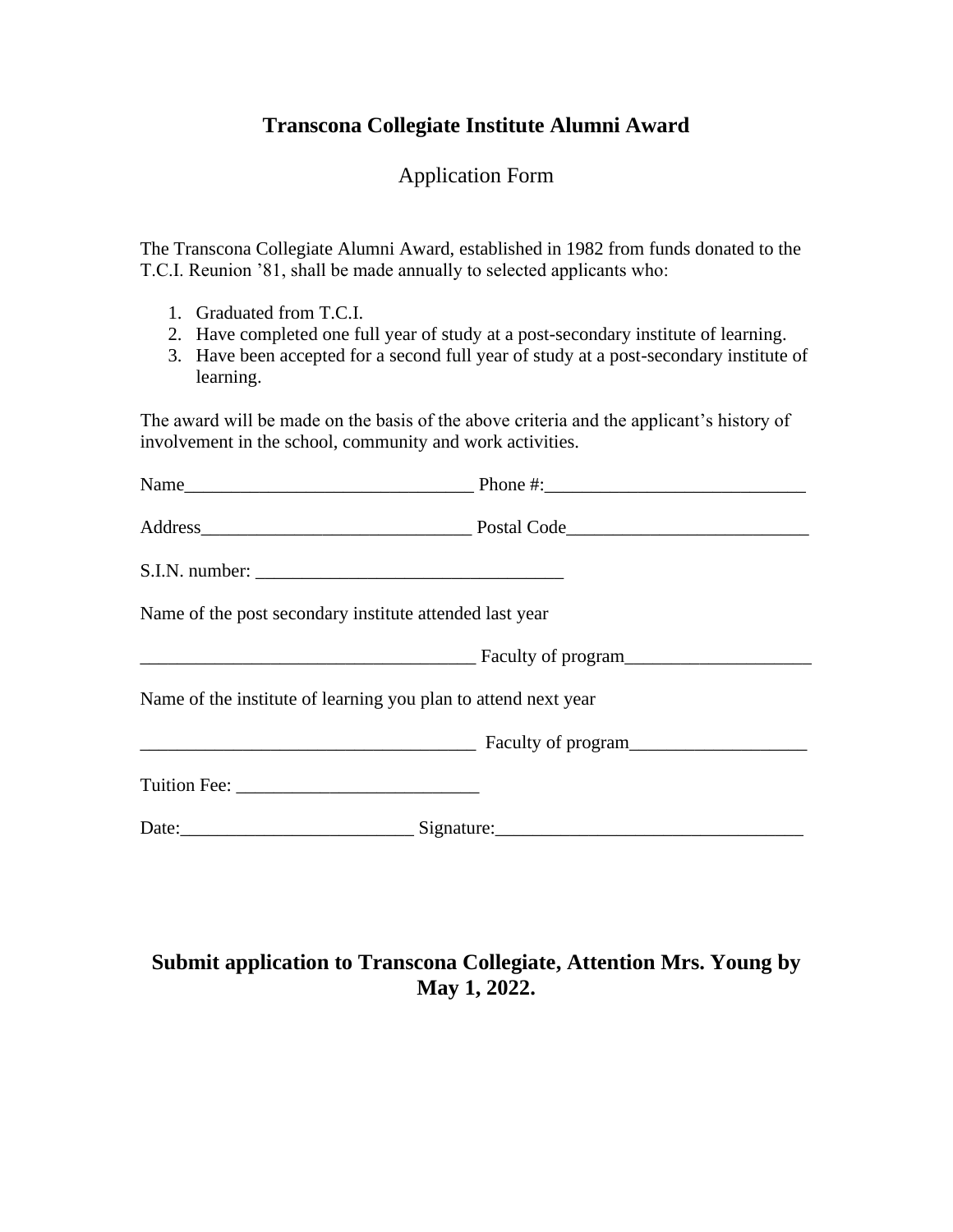# Transcona Collegiate Institute Alumni Award

## Application Form

The Transcona Collegiate Alumni Award, established in 1982 from funds donated to the T.C.I. Reunion '81, shall be made annually to selected applicants who:

1. Graduated from T.C.I.
2. Have completed one full year of study at a post-secondary institute of learning.
3. Have been accepted for a second full year of study at a post-secondary institute of learning.

The award will be made on the basis of the above criteria and the applicant's history of involvement in the school, community and work activities.

Name_______________________________ Phone #:____________________________

Address_____________________________ Postal Code__________________________

S.I.N. number: _________________________________

Name of the post secondary institute attended last year

____________________________________ Faculty of program____________________

Name of the institute of learning you plan to attend next year

____________________________________ Faculty of program___________________

Tuition Fee: __________________________

Date:_________________________ Signature:_________________________________

**Submit application to Transcona Collegiate, Attention Mrs. Young by May 1, 2022.**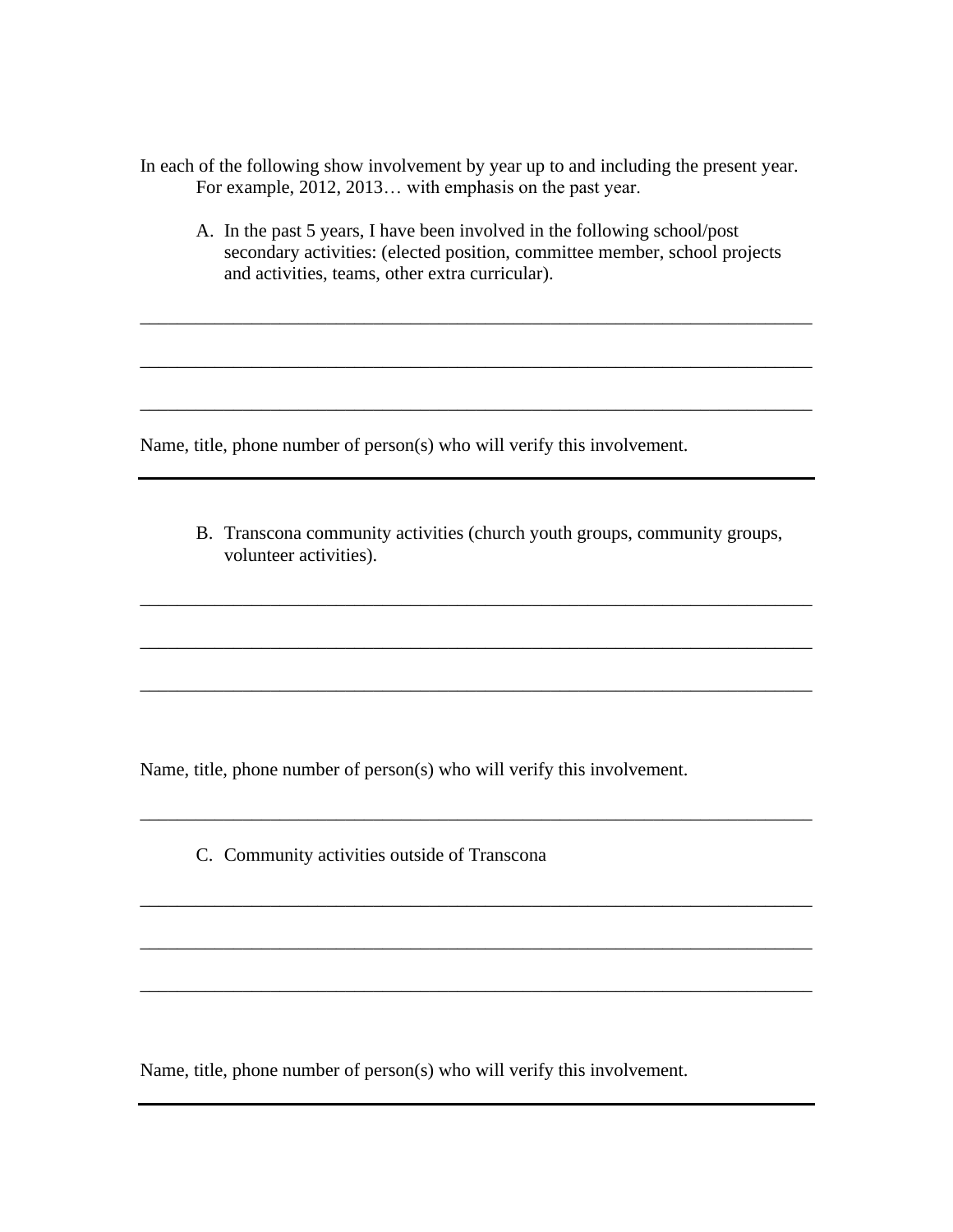In each of the following show involvement by year up to and including the present year. For example, 2012, 2013… with emphasis on the past year.

A. In the past 5 years, I have been involved in the following school/post secondary activities: (elected position, committee member, school projects and activities, teams, other extra curricular).

___________________________________________________________________________

___________________________________________________________________________

___________________________________________________________________________

Name, title, phone number of person(s) who will verify this involvement.

___________________________________________________________________________

B. Transcona community activities (church youth groups, community groups, volunteer activities).

___________________________________________________________________________

___________________________________________________________________________

___________________________________________________________________________

Name, title, phone number of person(s) who will verify this involvement.

___________________________________________________________________________

C. Community activities outside of Transcona

___________________________________________________________________________

___________________________________________________________________________

___________________________________________________________________________

Name, title, phone number of person(s) who will verify this involvement.

___________________________________________________________________________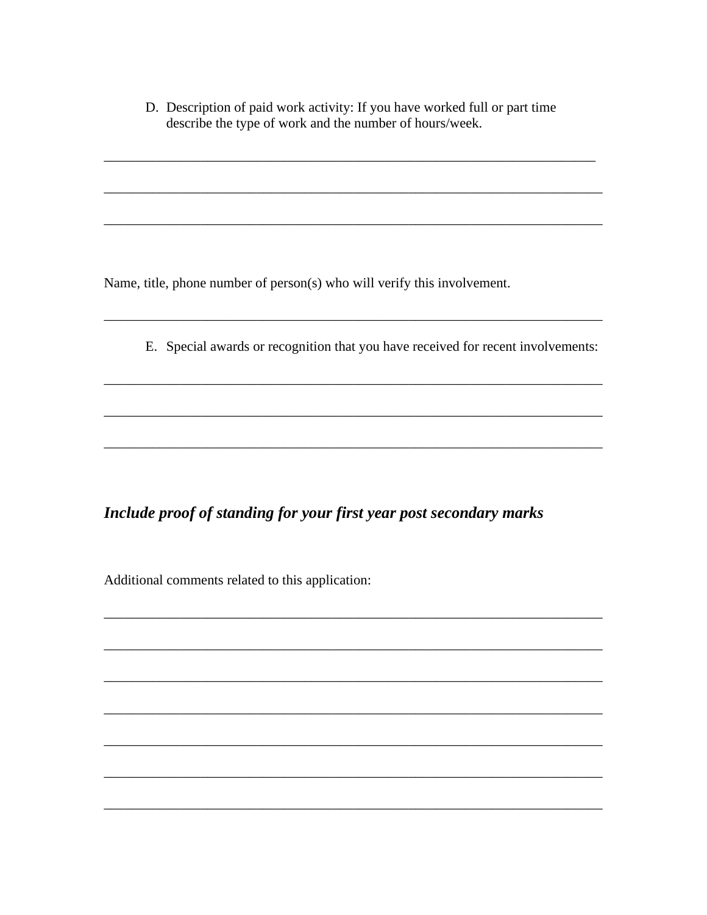D. Description of paid work activity: If you have worked full or part time describe the type of work and the number of hours/week.

_______________________________________________________________________

_______________________________________________________________________

_______________________________________________________________________

Name, title, phone number of person(s) who will verify this involvement.

_______________________________________________________________________

E. Special awards or recognition that you have received for recent involvements:

_______________________________________________________________________

_______________________________________________________________________

_______________________________________________________________________

***Include proof of standing for your first year post secondary marks***

Additional comments related to this application:

_______________________________________________________________________

_______________________________________________________________________

_______________________________________________________________________

_______________________________________________________________________

_______________________________________________________________________

_______________________________________________________________________

_______________________________________________________________________